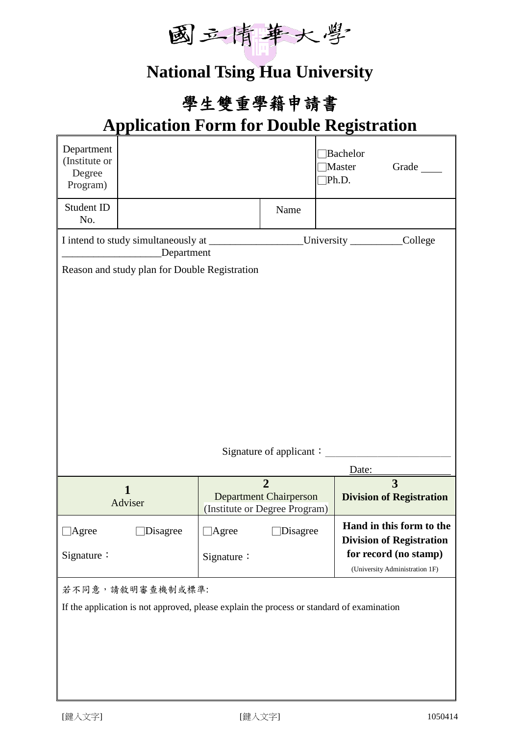# 國立清華大學

# National Tsing Hua University

## 學生雙重學籍申請書

## Application Form for Double Registration

| Department (Institute or Degree Program) | | | □Bachelor<br>□Master Grade ____<br>□Ph.D. |
|---|---|---|---|
| Student ID No. | | Name | |

I intend to study simultaneously at __________________University __________College ___________________Department

Reason and study plan for Double Registration

Signature of applicant：________________________

Date: ______________

| 1<br>Adviser | 2<br>Department Chairperson<br>(Institute or Degree Program) | 3<br>**Division of Registration** |
|---|---|---|
| □Agree □Disagree<br><br>Signature： | □Agree □Disagree<br><br>Signature： | **Hand in this form to the Division of Registration for record (no stamp)**<br>(University Administration 1F) |

若不同意，請敘明審查機制或標準:

If the application is not approved, please explain the process or standard of examination

[鍵入文字] [鍵入文字] 1050414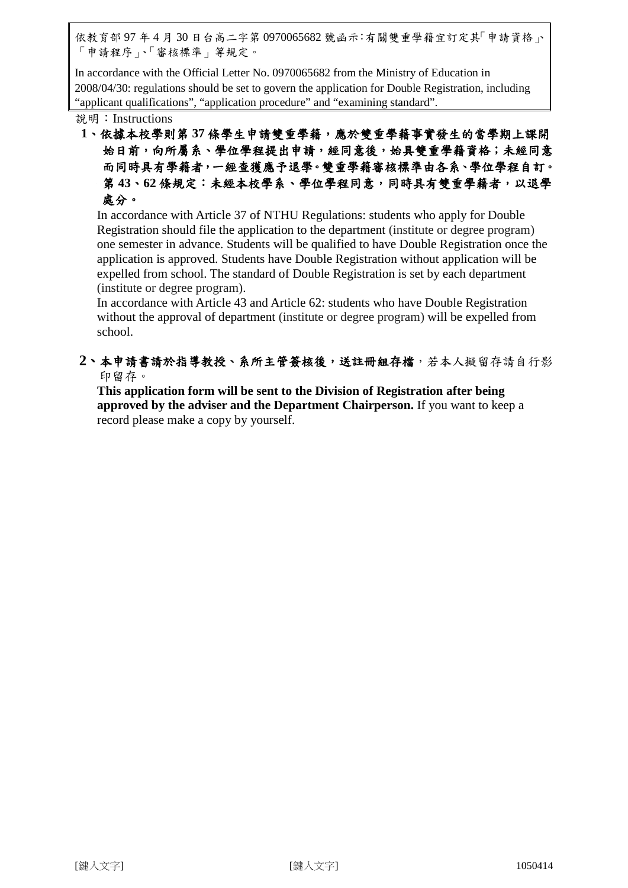依教育部 97 年 4 月 30 日台高二字第 0970065682 號函示：有關雙重學籍宜訂定其「申請資格」、「申請程序」、「審核標準」等規定。

In accordance with the Official Letter No. 0970065682 from the Ministry of Education in 2008/04/30: regulations should be set to govern the application for Double Registration, including “applicant qualifications”, “application procedure” and “examining standard”.

說明：Instructions

**1、依據本校學則第 37 條學生申請雙重學籍，應於雙重學籍事實發生的當學期上課開始日前，向所屬系、學位學程提出申請，經同意後，始具雙重學籍資格；未經同意而同時具有學籍者，一經查獲應予退學。雙重學籍審核標準由各系、學位學程自訂。第 43、62 條規定：未經本校學系、學位學程同意，同時具有雙重學籍者，以退學處分。**

In accordance with Article 37 of NTHU Regulations: students who apply for Double Registration should file the application to the department (institute or degree program) one semester in advance. Students will be qualified to have Double Registration once the application is approved. Students have Double Registration without application will be expelled from school. The standard of Double Registration is set by each department (institute or degree program).

In accordance with Article 43 and Article 62: students who have Double Registration without the approval of department (institute or degree program) will be expelled from school.

**2、本申請書請於指導教授、系所主管簽核後，送註冊組存檔**，若本人擬留存請自行影印留存。

**This application form will be sent to the Division of Registration after being approved by the adviser and the Department Chairperson.** If you want to keep a record please make a copy by yourself.